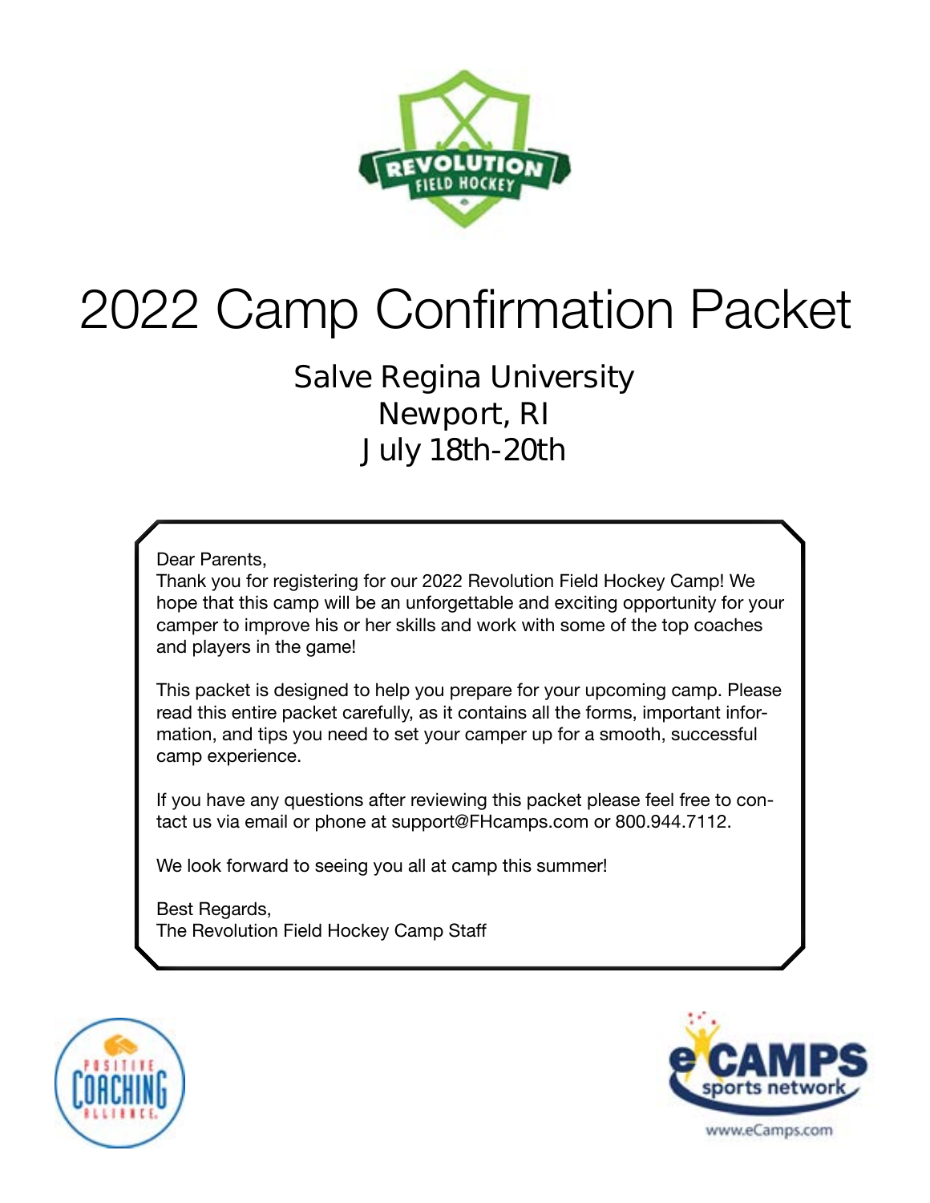# 2022 Camp Confirmation Packet

## Salve Regina University
## Newport, RI
## July 18th-20th

Dear Parents,
Thank you for registering for our 2022 Revolution Field Hockey Camp! We hope that this camp will be an unforgettable and exciting opportunity for your camper to improve his or her skills and work with some of the top coaches and players in the game!

This packet is designed to help you prepare for your upcoming camp. Please read this entire packet carefully, as it contains all the forms, important information, and tips you need to set your camper up for a smooth, successful camp experience.

If you have any questions after reviewing this packet please feel free to contact us via email or phone at support@FHcamps.com or 800.944.7112.

We look forward to seeing you all at camp this summer!

Best Regards,
The Revolution Field Hockey Camp Staff

www.eCamps.com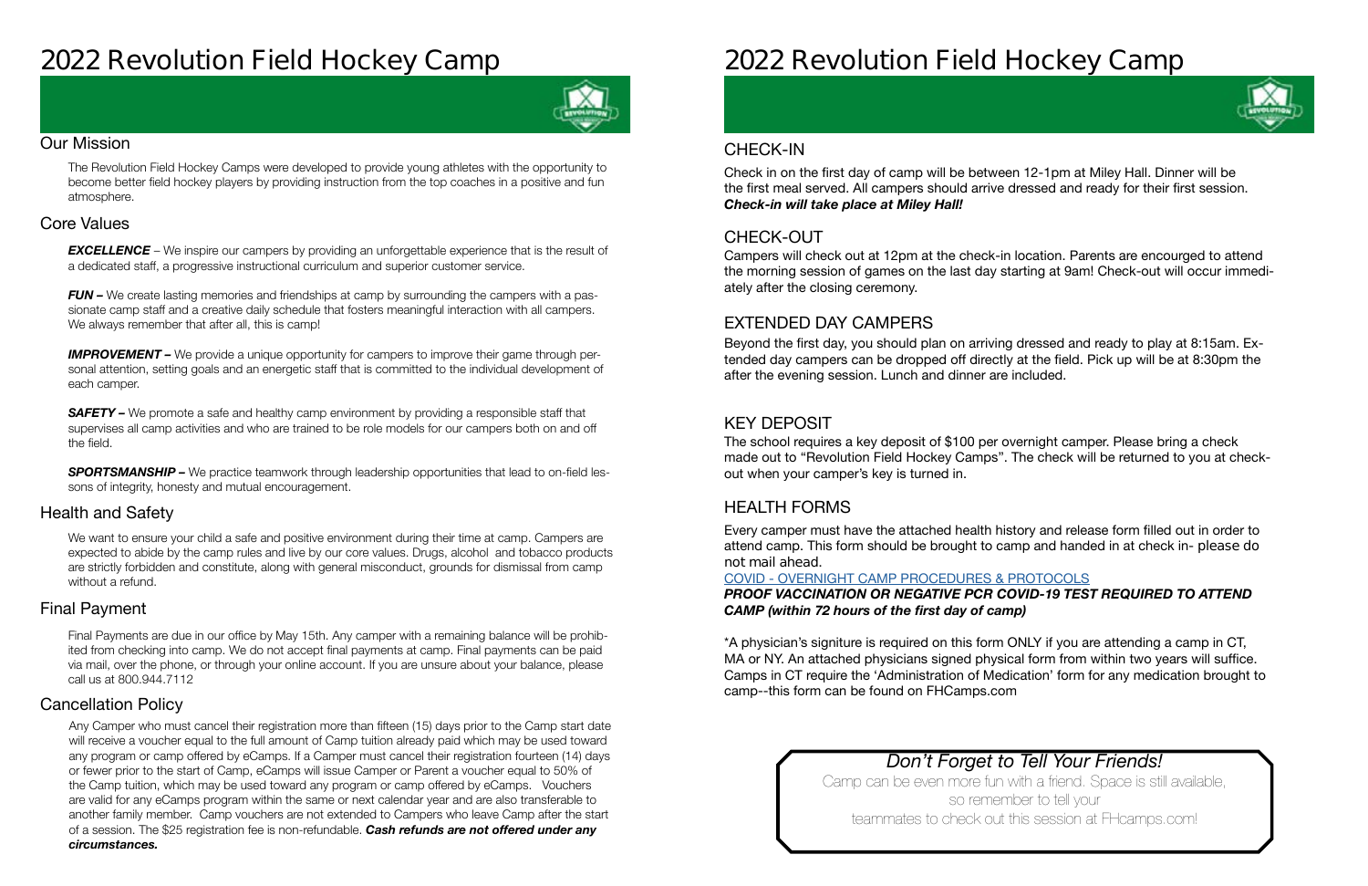# 2022 Revolution Field Hockey Camp

## Our Mission

The Revolution Field Hockey Camps were developed to provide young athletes with the opportunity to become better field hockey players by providing instruction from the top coaches in a positive and fun atmosphere.

## Core Values

***EXCELLENCE*** – We inspire our campers by providing an unforgettable experience that is the result of a dedicated staff, a progressive instructional curriculum and superior customer service.

***FUN –*** We create lasting memories and friendships at camp by surrounding the campers with a passionate camp staff and a creative daily schedule that fosters meaningful interaction with all campers. We always remember that after all, this is camp!

***IMPROVEMENT –*** We provide a unique opportunity for campers to improve their game through personal attention, setting goals and an energetic staff that is committed to the individual development of each camper.

***SAFETY –*** We promote a safe and healthy camp environment by providing a responsible staff that supervises all camp activities and who are trained to be role models for our campers both on and off the field.

***SPORTSMANSHIP –*** We practice teamwork through leadership opportunities that lead to on-field lessons of integrity, honesty and mutual encouragement.

## Health and Safety

We want to ensure your child a safe and positive environment during their time at camp. Campers are expected to abide by the camp rules and live by our core values. Drugs, alcohol and tobacco products are strictly forbidden and constitute, along with general misconduct, grounds for dismissal from camp without a refund.

## Final Payment

Final Payments are due in our office by May 15th. Any camper with a remaining balance will be prohibited from checking into camp. We do not accept final payments at camp. Final payments can be paid via mail, over the phone, or through your online account. If you are unsure about your balance, please call us at 800.944.7112

## Cancellation Policy

Any Camper who must cancel their registration more than fifteen (15) days prior to the Camp start date will receive a voucher equal to the full amount of Camp tuition already paid which may be used toward any program or camp offered by eCamps. If a Camper must cancel their registration fourteen (14) days or fewer prior to the start of Camp, eCamps will issue Camper or Parent a voucher equal to 50% of the Camp tuition, which may be used toward any program or camp offered by eCamps. Vouchers are valid for any eCamps program within the same or next calendar year and are also transferable to another family member. Camp vouchers are not extended to Campers who leave Camp after the start of a session. The $25 registration fee is non-refundable. ***Cash refunds are not offered under any circumstances.***

# 2022 Revolution Field Hockey Camp

## CHECK-IN

Check in on the first day of camp will be between 12-1pm at Miley Hall. Dinner will be the first meal served. All campers should arrive dressed and ready for their first session. ***Check-in will take place at Miley Hall!***

## CHECK-OUT

Campers will check out at 12pm at the check-in location. Parents are encourged to attend the morning session of games on the last day starting at 9am! Check-out will occur immediately after the closing ceremony.

## EXTENDED DAY CAMPERS

Beyond the first day, you should plan on arriving dressed and ready to play at 8:15am. Extended day campers can be dropped off directly at the field. Pick up will be at 8:30pm the after the evening session. Lunch and dinner are included.

## KEY DEPOSIT

The school requires a key deposit of $100 per overnight camper. Please bring a check made out to "Revolution Field Hockey Camps". The check will be returned to you at check-out when your camper's key is turned in.

## HEALTH FORMS

Every camper must have the attached health history and release form filled out in order to attend camp. This form should be brought to camp and handed in at check in- please do not mail ahead.

COVID - OVERNIGHT CAMP PROCEDURES & PROTOCOLS

***PROOF VACCINATION OR NEGATIVE PCR COVID-19 TEST REQUIRED TO ATTEND CAMP (within 72 hours of the first day of camp)***

*A physician's signiture is required on this form ONLY if you are attending a camp in CT, MA or NY. An attached physicians signed physical form from within two years will suffice. Camps in CT require the 'Administration of Medication' form for any medication brought to camp--this form can be found on FHCamps.com

*Don't Forget to Tell Your Friends!*

Camp can be even more fun with a friend. Space is still available, so remember to tell your teammates to check out this session at FHcamps.com!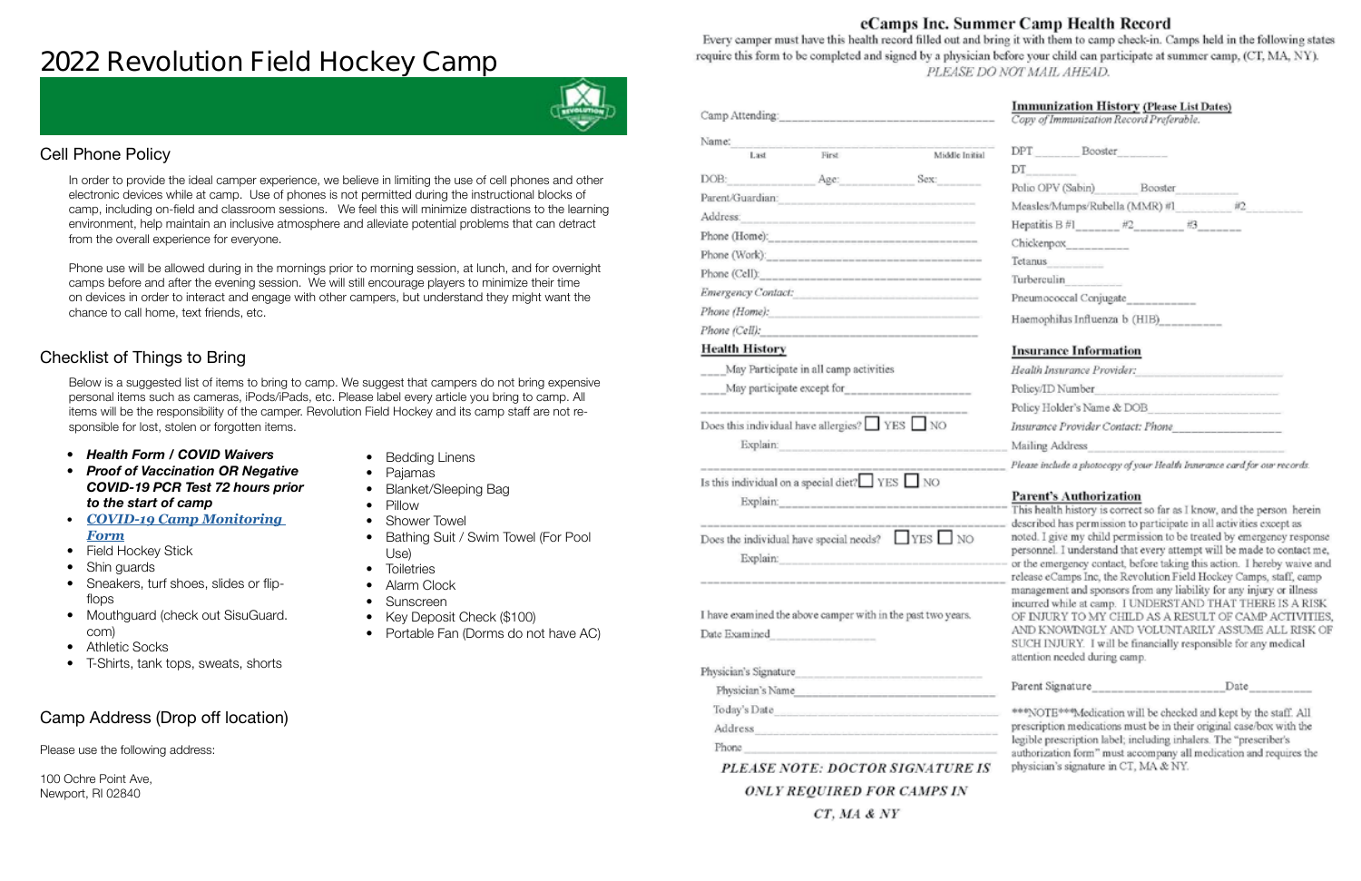# 2022 Revolution Field Hockey Camp

## Cell Phone Policy

In order to provide the ideal camper experience, we believe in limiting the use of cell phones and other electronic devices while at camp. Use of phones is not permitted during the instructional blocks of camp, including on-field and classroom sessions. We feel this will minimize distractions to the learning environment, help maintain an inclusive atmosphere and alleviate potential problems that can detract from the overall experience for everyone.

Phone use will be allowed during in the mornings prior to morning session, at lunch, and for overnight camps before and after the evening session. We will still encourage players to minimize their time on devices in order to interact and engage with other campers, but understand they might want the chance to call home, text friends, etc.

## Checklist of Things to Bring

Below is a suggested list of items to bring to camp. We suggest that campers do not bring expensive personal items such as cameras, iPods/iPads, etc. Please label every article you bring to camp. All items will be the responsibility of the camper. Revolution Field Hockey and its camp staff are not responsible for lost, stolen or forgotten items.

- ***Health Form / COVID Waivers***
- ***Proof of Vaccination OR Negative COVID-19 PCR Test 72 hours prior to the start of camp***
- ***COVID-19 Camp Monitoring Form***
- Field Hockey Stick
- Shin guards
- Sneakers, turf shoes, slides or flip-flops
- Mouthguard (check out SisuGuard.com)
- Athletic Socks
- T-Shirts, tank tops, sweats, shorts
- Bedding Linens
- Pajamas
- Blanket/Sleeping Bag
- Pillow
- Shower Towel
- Bathing Suit / Swim Towel (For Pool Use)
- Toiletries
- Alarm Clock
- Sunscreen
- Key Deposit Check ($100)
- Portable Fan (Dorms do not have AC)

## Camp Address (Drop off location)

Please use the following address:

100 Ochre Point Ave,
Newport, RI 02840

## eCamps Inc. Summer Camp Health Record

Every camper must have this health record filled out and bring it with them to camp check-in. Camps held in the following states require this form to be completed and signed by a physician before your child can participate at summer camp, (CT, MA, NY).

*PLEASE DO NOT MAIL AHEAD.*

Camp Attending: ______________________

Name: ______________________
Last First Middle Initial

DOB: ________ Age: ________ Sex: ________

Parent/Guardian: ______________________

Address: ______________________

Phone (Home): ______________________

Phone (Work): ______________________

Phone (Cell): ______________________

*Emergency Contact:* ______________________

*Phone (Home):* ______________________

*Phone (Cell):* ______________________

### Health History

____May Participate in all camp activities

____May participate except for______________________

______________________

Does this individual have allergies? ☐ YES ☐ NO

Explain: ______________________

______________________

Is this individual on a special diet? ☐ YES ☐ NO

Explain: ______________________

______________________

Does the individual have special needs? ☐ YES ☐ NO

Explain: ______________________

______________________

I have examined the above camper with in the past two years.

Date Examined ______________________

Physician's Signature ______________________

Physician's Name ______________________

Today's Date ______________________

Address ______________________

Phone ______________________

***PLEASE NOTE: DOCTOR SIGNATURE IS ONLY REQUIRED FOR CAMPS IN CT, MA & NY***

### Immunization History (Please List Dates)

*Copy of Immunization Record Preferable.*

DPT ________ Booster ________

DT ________

Polio OPV (Sabin) ________ Booster ________

Measles/Mumps/Rubella (MMR) #1 ________ #2 ________

Hepatitis B #1 ________ #2 ________ #3 ________

Chickenpox ________

Tetanus ________

Turberculin ________

Pneumococcal Conjugate ________

Haemophilus Influenza b (HIB) ________

### Insurance Information

*Health Insurance Provider:* ______________________

Policy/ID Number ______________________

Policy Holder's Name & DOB ______________________

*Insurance Provider Contact: Phone* ______________________

Mailing Address ______________________

*Please include a photocopy of your Health Insurance card for our records.*

### Parent's Authorization

This health history is correct so far as I know, and the person herein described has permission to participate in all activities except as noted. I give my child permission to be treated by emergency response personnel. I understand that every attempt will be made to contact me, or the emergency contact, before taking this action. I hereby waive and release eCamps Inc, the Revolution Field Hockey Camps, staff, camp management and sponsors from any liability for any injury or illness incurred while at camp. I UNDERSTAND THAT THERE IS A RISK OF INJURY TO MY CHILD AS A RESULT OF CAMP ACTIVITIES, AND KNOWINGLY AND VOLUNTARILY ASSUME ALL RISK OF SUCH INJURY. I will be financially responsible for any medical attention needed during camp.

Parent Signature ______________________ Date ________

***NOTE***Medication will be checked and kept by the staff. All prescription medications must be in their original case/box with the legible prescription label; including inhalers. The "prescriber's authorization form" must accompany all medication and requires the physician's signature in CT, MA & NY.